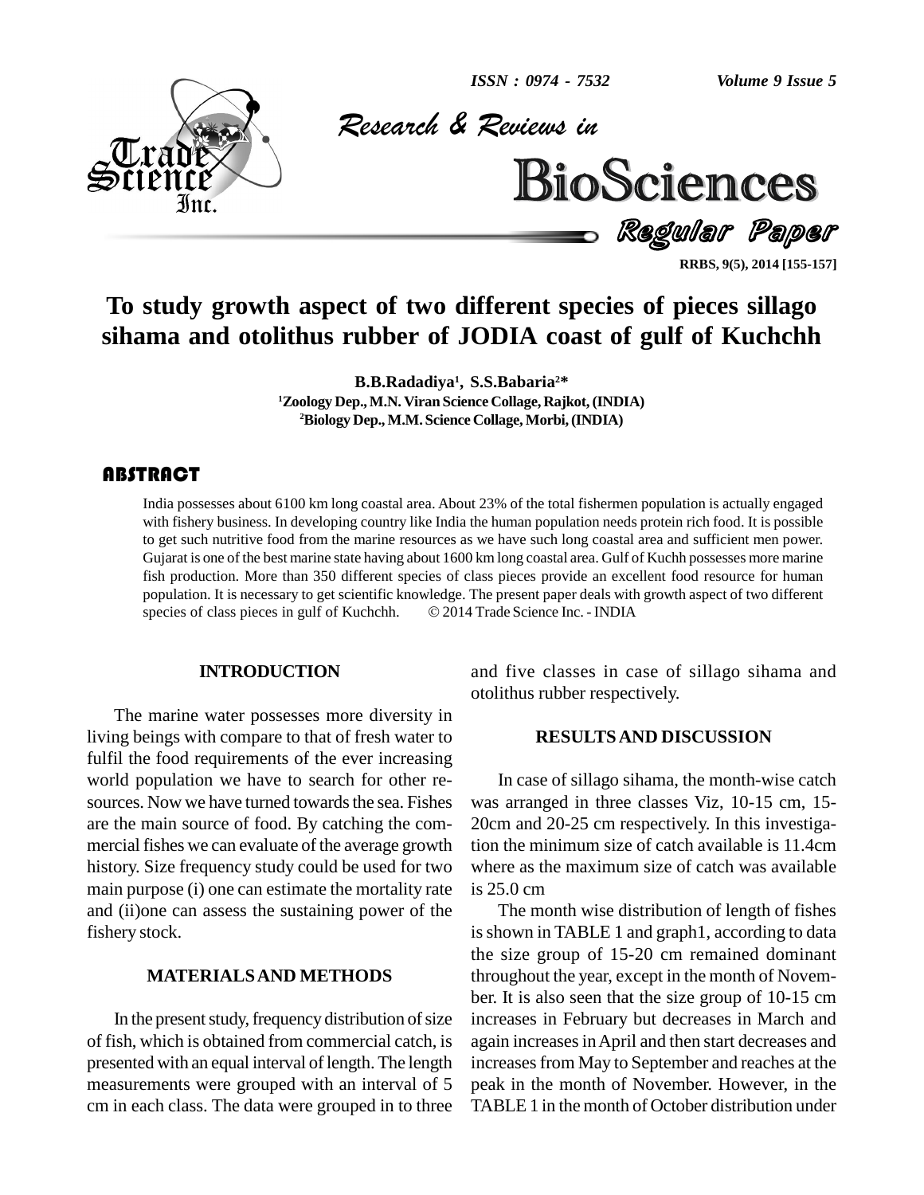# To study growth aspect of two different species of pieces sillago sihama and otolithus rubber of JODIA coast of gulf of Kuchchh

**B.B.Radadiya[1], S.S.Babaria[2]***

[1]Zoology Dep., M.N. Viran Science Collage, Rajkot, (INDIA)
[2]Biology Dep., M.M. Science Collage, Morbi, (INDIA)

## ABSTRACT

India possesses about 6100 km long coastal area. About 23% of the total fishermen population is actually engaged with fishery business. In developing country like India the human population needs protein rich food. It is possible to get such nutritive food from the marine resources as we have such long coastal area and sufficient men power. Gujarat is one of the best marine state having about 1600 km long coastal area. Gulf of Kuchh possesses more marine fish production. More than 350 different species of class pieces provide an excellent food resource for human population. It is necessary to get scientific knowledge. The present paper deals with growth aspect of two different species of class pieces in gulf of Kuchchh. © 2014 Trade Science Inc. - INDIA

## INTRODUCTION

The marine water possesses more diversity in living beings with compare to that of fresh water to fulfil the food requirements of the ever increasing world population we have to search for other resources. Now we have turned towards the sea. Fishes are the main source of food. By catching the commercial fishes we can evaluate of the average growth history. Size frequency study could be used for two main purpose (i) one can estimate the mortality rate and (ii)one can assess the sustaining power of the fishery stock.

## MATERIALS AND METHODS

In the present study, frequency distribution of size of fish, which is obtained from commercial catch, is presented with an equal interval of length. The length measurements were grouped with an interval of 5 cm in each class. The data were grouped in to three and five classes in case of sillago sihama and otolithus rubber respectively.

## RESULTS AND DISCUSSION

In case of sillago sihama, the month-wise catch was arranged in three classes Viz, 10-15 cm, 15-20cm and 20-25 cm respectively. In this investigation the minimum size of catch available is 11.4cm where as the maximum size of catch was available is 25.0 cm

The month wise distribution of length of fishes is shown in TABLE 1 and graph1, according to data the size group of 15-20 cm remained dominant throughout the year, except in the month of November. It is also seen that the size group of 10-15 cm increases in February but decreases in March and again increases in April and then start decreases and increases from May to September and reaches at the peak in the month of November. However, in the TABLE 1 in the month of October distribution under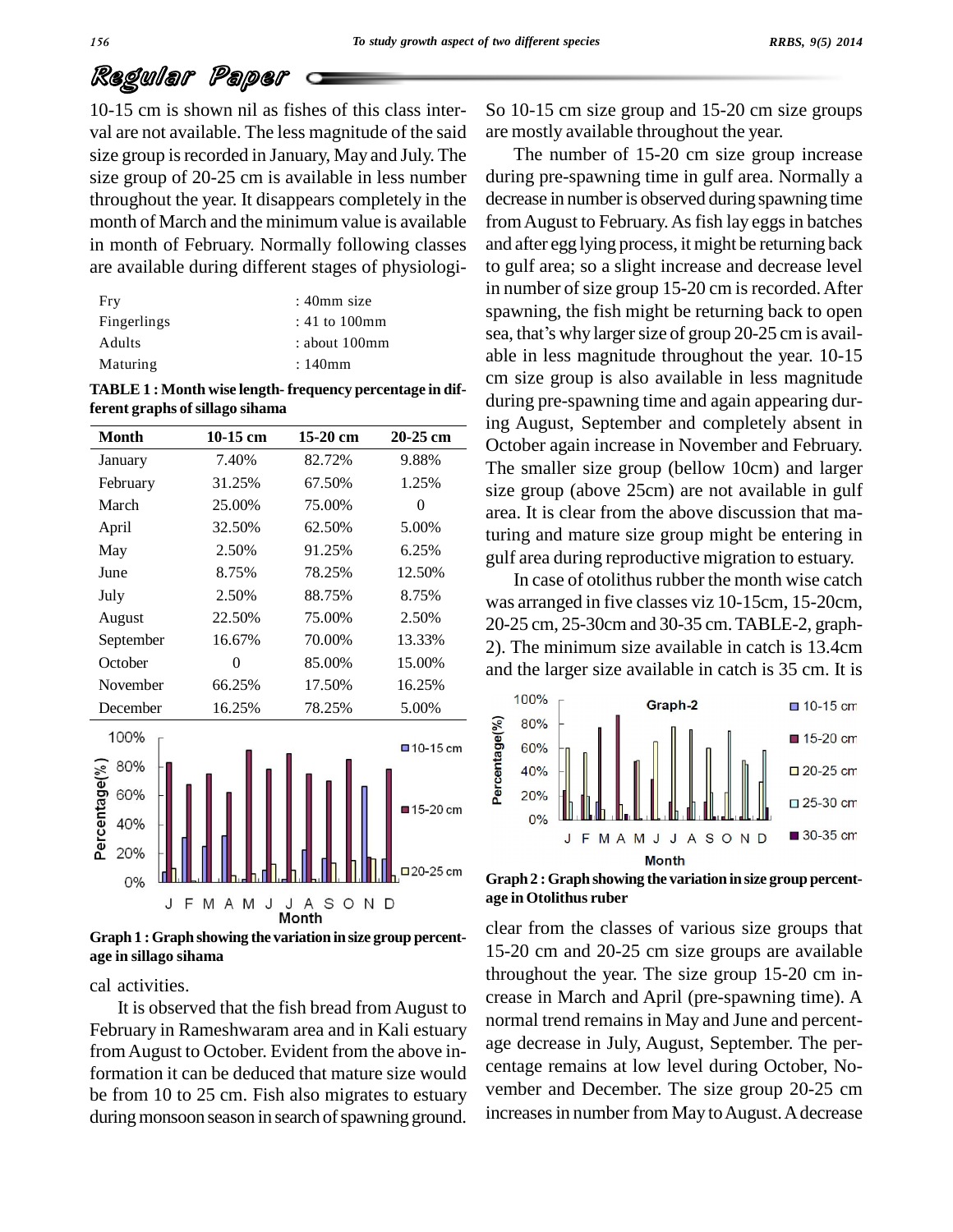10-15 cm is shown nil as fishes of this class interval are not available. The less magnitude of the said size group is recorded in January, May and July. The size group of 20-25 cm is available in less number throughout the year. It disappears completely in the month of March and the minimum value is available in month of February. Normally following classes are available during different stages of physiological activities.

| | |
|---|---|
| Fry | : 40mm size |
| Fingerlings | : 41 to 100mm |
| Adults | : about 100mm |
| Maturing | : 140mm |

**TABLE 1 : Month wise length- frequency percentage in different graphs of sillago sihama**

| Month | 10-15 cm | 15-20 cm | 20-25 cm |
|---|---|---|---|
| January | 7.40% | 82.72% | 9.88% |
| February | 31.25% | 67.50% | 1.25% |
| March | 25.00% | 75.00% | 0 |
| April | 32.50% | 62.50% | 5.00% |
| May | 2.50% | 91.25% | 6.25% |
| June | 8.75% | 78.25% | 12.50% |
| July | 2.50% | 88.75% | 8.75% |
| August | 22.50% | 75.00% | 2.50% |
| September | 16.67% | 70.00% | 13.33% |
| October | 0 | 85.00% | 15.00% |
| November | 66.25% | 17.50% | 16.25% |
| December | 16.25% | 78.25% | 5.00% |

**Graph 1 : Graph showing the variation in size group percentage in sillago sihama**

It is observed that the fish bread from August to February in Rameshwaram area and in Kali estuary from August to October. Evident from the above information it can be deduced that mature size would be from 10 to 25 cm. Fish also migrates to estuary during monsoon season in search of spawning ground. So 10-15 cm size group and 15-20 cm size groups are mostly available throughout the year.

The number of 15-20 cm size group increase during pre-spawning time in gulf area. Normally a decrease in number is observed during spawning time from August to February. As fish lay eggs in batches and after egg lying process, it might be returning back to gulf area; so a slight increase and decrease level in number of size group 15-20 cm is recorded. After spawning, the fish might be returning back to open sea, that's why larger size of group 20-25 cm is available in less magnitude throughout the year. 10-15 cm size group is also available in less magnitude during pre-spawning time and again appearing during August, September and completely absent in October again increase in November and February. The smaller size group (bellow 10cm) and larger size group (above 25cm) are not available in gulf area. It is clear from the above discussion that maturing and mature size group might be entering in gulf area during reproductive migration to estuary.

In case of otolithus rubber the month wise catch was arranged in five classes viz 10-15cm, 15-20cm, 20-25 cm, 25-30cm and 30-35 cm. TABLE-2, graph-2). The minimum size available in catch is 13.4cm and the larger size available in catch is 35 cm. It is clear from the classes of various size groups that 15-20 cm and 20-25 cm size groups are available throughout the year. The size group 15-20 cm increase in March and April (pre-spawning time). A normal trend remains in May and June and percentage decrease in July, August, September. The percentage remains at low level during October, November and December. The size group 20-25 cm increases in number from May to August. A decrease

**Graph 2 : Graph showing the variation in size group percentage in Otolithus ruber**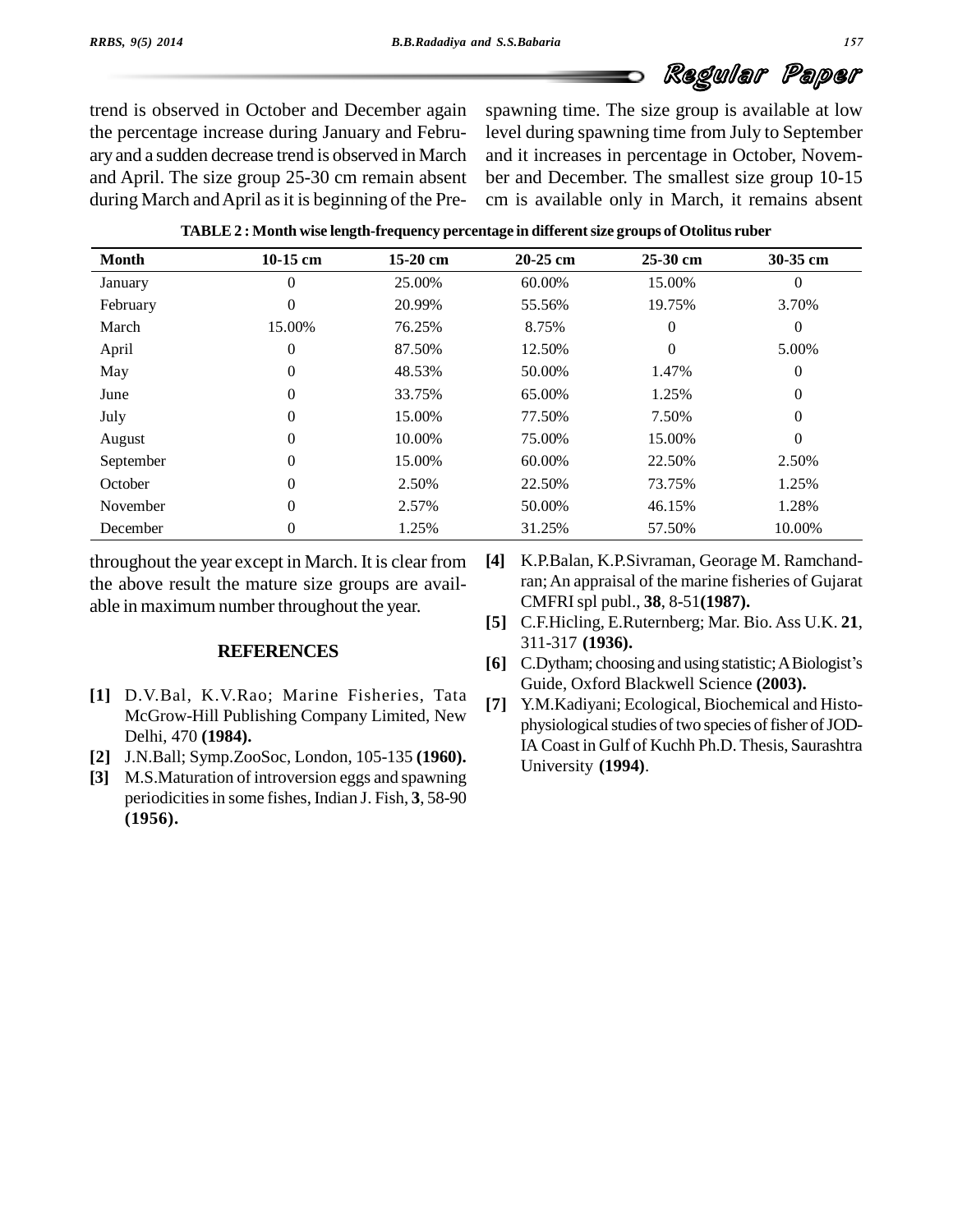trend is observed in October and December again the percentage increase during January and February and a sudden decrease trend is observed in March and April. The size group 25-30 cm remain absent during March and April as it is beginning of the Pre-spawning time. The size group is available at low level during spawning time from July to September and it increases in percentage in October, November and December. The smallest size group 10-15 cm is available only in March, it remains absent throughout the year except in March. It is clear from the above result the mature size groups are available in maximum number throughout the year.

**TABLE 2 : Month wise length-frequency percentage in different size groups of Otolitus ruber**

| Month | 10-15 cm | 15-20 cm | 20-25 cm | 25-30 cm | 30-35 cm |
|---|---|---|---|---|---|
| January | 0 | 25.00% | 60.00% | 15.00% | 0 |
| February | 0 | 20.99% | 55.56% | 19.75% | 3.70% |
| March | 15.00% | 76.25% | 8.75% | 0 | 0 |
| April | 0 | 87.50% | 12.50% | 0 | 5.00% |
| May | 0 | 48.53% | 50.00% | 1.47% | 0 |
| June | 0 | 33.75% | 65.00% | 1.25% | 0 |
| July | 0 | 15.00% | 77.50% | 7.50% | 0 |
| August | 0 | 10.00% | 75.00% | 15.00% | 0 |
| September | 0 | 15.00% | 60.00% | 22.50% | 2.50% |
| October | 0 | 2.50% | 22.50% | 73.75% | 1.25% |
| November | 0 | 2.57% | 50.00% | 46.15% | 1.28% |
| December | 0 | 1.25% | 31.25% | 57.50% | 10.00% |

## REFERENCES

**[1]** D.V.Bal, K.V.Rao; Marine Fisheries, Tata McGrow-Hill Publishing Company Limited, New Delhi, 470 **(1984).**

**[2]** J.N.Ball; Symp.ZooSoc, London, 105-135 **(1960).**

**[3]** M.S.Maturation of introversion eggs and spawning periodicities in some fishes, Indian J. Fish, **3**, 58-90 **(1956).**

**[4]** K.P.Balan, K.P.Sivraman, Georage M. Ramchandran; An appraisal of the marine fisheries of Gujarat CMFRI spl publ., **38**, 8-51**(1987).**

**[5]** C.F.Hicling, E.Ruternberg; Mar. Bio. Ass U.K. **21**, 311-317 **(1936).**

**[6]** C.Dytham; choosing and using statistic; A Biologist's Guide, Oxford Blackwell Science **(2003).**

**[7]** Y.M.Kadiyani; Ecological, Biochemical and Histophysiological studies of two species of fisher of JODIA Coast in Gulf of Kuchh Ph.D. Thesis, Saurashtra University **(1994)**.